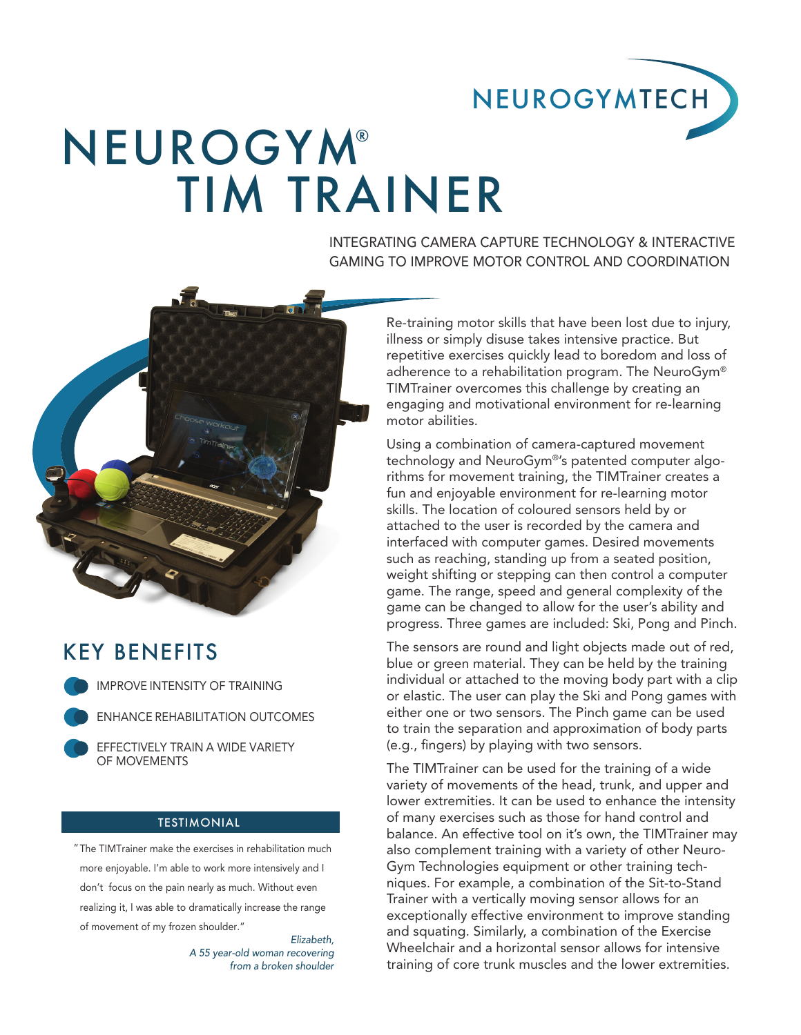NEUROGYMTECH

# NEUROGYM® TIM TRAINER

INTEGRATING CAMERA CAPTURE TECHNOLOGY & INTERACTIVE GAMING TO IMPROVE MOTOR CONTROL AND COORDINATION

Re-training motor skills that have been lost due to injury, illness or simply disuse takes intensive practice. But repetitive exercises quickly lead to boredom and loss of adherence to a rehabilitation program. The NeuroGym® TIMTrainer overcomes this challenge by creating an engaging and motivational environment for re-learning motor abilities.

Using a combination of camera-captured movement technology and NeuroGym®'s patented computer algorithms for movement training, the TIMTrainer creates a fun and enjoyable environment for re-learning motor skills. The location of coloured sensors held by or attached to the user is recorded by the camera and interfaced with computer games. Desired movements such as reaching, standing up from a seated position, weight shifting or stepping can then control a computer game. The range, speed and general complexity of the game can be changed to allow for the user's ability and progress. Three games are included: Ski, Pong and Pinch.

The sensors are round and light objects made out of red, blue or green material. They can be held by the training individual or attached to the moving body part with a clip or elastic. The user can play the Ski and Pong games with either one or two sensors. The Pinch game can be used to train the separation and approximation of body parts (e.g., fingers) by playing with two sensors.

The TIMTrainer can be used for the training of a wide variety of movements of the head, trunk, and upper and lower extremities. It can be used to enhance the intensity of many exercises such as those for hand control and balance. An effective tool on it's own, the TIMTrainer may also complement training with a variety of other NeuroGym Technologies equipment or other training techniques. For example, a combination of the Sit-to-Stand Trainer with a vertically moving sensor allows for an exceptionally effective environment to improve standing and squating. Similarly, a combination of the Exercise Wheelchair and a horizontal sensor allows for intensive training of core trunk muscles and the lower extremities.

## KEY BENEFITS

- IMPROVE INTENSITY OF TRAINING
- ENHANCE REHABILITATION OUTCOMES
- EFFECTIVELY TRAIN A WIDE VARIETY OF MOVEMENTS

### TESTIMONIAL

"The TIMTrainer make the exercises in rehabilitation much more enjoyable. I'm able to work more intensively and I don't focus on the pain nearly as much. Without even realizing it, I was able to dramatically increase the range of movement of my frozen shoulder."

*Elizabeth,*
*A 55 year-old woman recovering from a broken shoulder*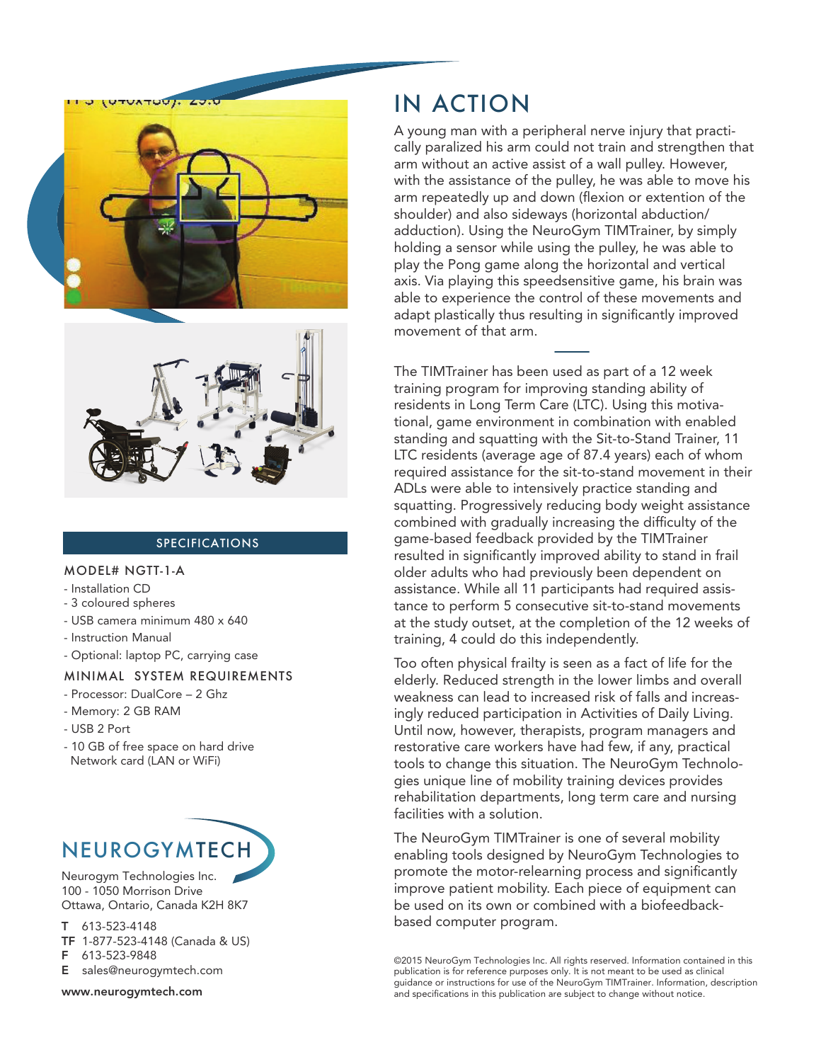## SPECIFICATIONS

### MODEL# NGTT-1-A

- Installation CD
- 3 coloured spheres
- USB camera minimum 480 x 640
- Instruction Manual
- Optional: laptop PC, carrying case

### MINIMAL SYSTEM REQUIREMENTS

- Processor: DualCore – 2 Ghz
- Memory: 2 GB RAM
- USB 2 Port
- 10 GB of free space on hard drive
  Network card (LAN or WiFi)

**NEUROGYMTECH**

Neurogym Technologies Inc.
100 - 1050 Morrison Drive
Ottawa, Ontario, Canada K2H 8K7

**T** 613-523-4148
**TF** 1-877-523-4148 (Canada & US)
**F** 613-523-9848
**E** sales@neurogymtech.com

**www.neurogymtech.com**

# IN ACTION

A young man with a peripheral nerve injury that practically paralized his arm could not train and strengthen that arm without an active assist of a wall pulley. However, with the assistance of the pulley, he was able to move his arm repeatedly up and down (flexion or extention of the shoulder) and also sideways (horizontal abduction/adduction). Using the NeuroGym TIMTrainer, by simply holding a sensor while using the pulley, he was able to play the Pong game along the horizontal and vertical axis. Via playing this speedsensitive game, his brain was able to experience the control of these movements and adapt plastically thus resulting in significantly improved movement of that arm.

The TIMTrainer has been used as part of a 12 week training program for improving standing ability of residents in Long Term Care (LTC). Using this motivational, game environment in combination with enabled standing and squatting with the Sit-to-Stand Trainer, 11 LTC residents (average age of 87.4 years) each of whom required assistance for the sit-to-stand movement in their ADLs were able to intensively practice standing and squatting. Progressively reducing body weight assistance combined with gradually increasing the difficulty of the game-based feedback provided by the TIMTrainer resulted in significantly improved ability to stand in frail older adults who had previously been dependent on assistance. While all 11 participants had required assistance to perform 5 consecutive sit-to-stand movements at the study outset, at the completion of the 12 weeks of training, 4 could do this independently.

Too often physical frailty is seen as a fact of life for the elderly. Reduced strength in the lower limbs and overall weakness can lead to increased risk of falls and increasingly reduced participation in Activities of Daily Living. Until now, however, therapists, program managers and restorative care workers have had few, if any, practical tools to change this situation. The NeuroGym Technologies unique line of mobility training devices provides rehabilitation departments, long term care and nursing facilities with a solution.

The NeuroGym TIMTrainer is one of several mobility enabling tools designed by NeuroGym Technologies to promote the motor-relearning process and significantly improve patient mobility. Each piece of equipment can be used on its own or combined with a biofeedback-based computer program.

©2015 NeuroGym Technologies Inc. All rights reserved. Information contained in this publication is for reference purposes only. It is not meant to be used as clinical guidance or instructions for use of the NeuroGym TIMTrainer. Information, description and specifications in this publication are subject to change without notice.